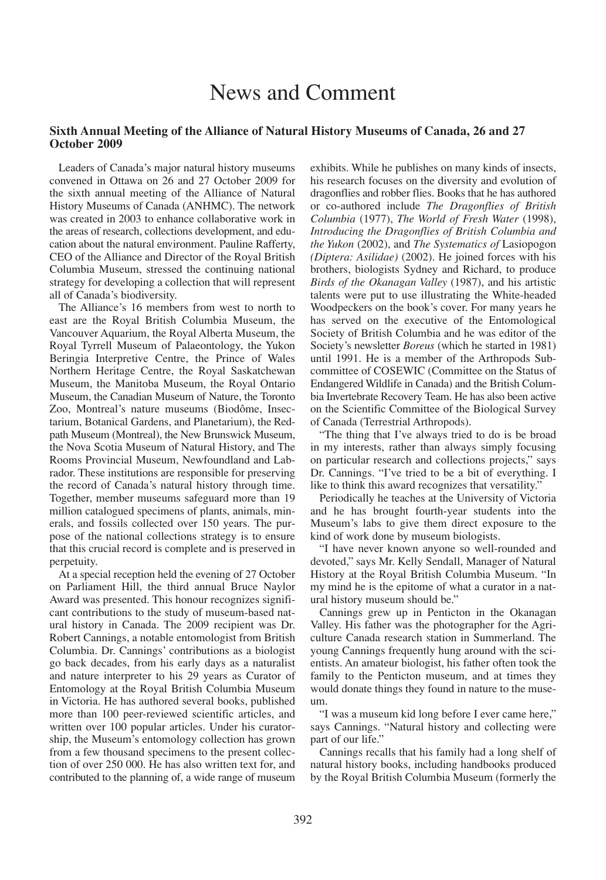# News and Comment

## Sixth Annual Meeting of the Alliance of Natural History Museums of Canada, 26 and 27 October 2009

Leaders of Canada's major natural history museums convened in Ottawa on 26 and 27 October 2009 for the sixth annual meeting of the Alliance of Natural History Museums of Canada (ANHMC). The network was created in 2003 to enhance collaborative work in the areas of research, collections development, and education about the natural environment. Pauline Rafferty, CEO of the Alliance and Director of the Royal British Columbia Museum, stressed the continuing national strategy for developing a collection that will represent all of Canada's biodiversity.

The Alliance's 16 members from west to north to east are the Royal British Columbia Museum, the Vancouver Aquarium, the Royal Alberta Museum, the Royal Tyrrell Museum of Palaeontology, the Yukon Beringia Interpretive Centre, the Prince of Wales Northern Heritage Centre, the Royal Saskatchewan Museum, the Manitoba Museum, the Royal Ontario Museum, the Canadian Museum of Nature, the Toronto Zoo, Montreal's nature museums (Biodôme, Insectarium, Botanical Gardens, and Planetarium), the Redpath Museum (Montreal), the New Brunswick Museum, the Nova Scotia Museum of Natural History, and The Rooms Provincial Museum, Newfoundland and Labrador. These institutions are responsible for preserving the record of Canada's natural history through time. Together, member museums safeguard more than 19 million catalogued specimens of plants, animals, minerals, and fossils collected over 150 years. The purpose of the national collections strategy is to ensure that this crucial record is complete and is preserved in perpetuity.

At a special reception held the evening of 27 October on Parliament Hill, the third annual Bruce Naylor Award was presented. This honour recognizes significant contributions to the study of museum-based natural history in Canada. The 2009 recipient was Dr. Robert Cannings, a notable entomologist from British Columbia. Dr. Cannings' contributions as a biologist go back decades, from his early days as a naturalist and nature interpreter to his 29 years as Curator of Entomology at the Royal British Columbia Museum in Victoria. He has authored several books, published more than 100 peer-reviewed scientific articles, and written over 100 popular articles. Under his curatorship, the Museum's entomology collection has grown from a few thousand specimens to the present collection of over 250 000. He has also written text for, and contributed to the planning of, a wide range of museum exhibits. While he publishes on many kinds of insects, his research focuses on the diversity and evolution of dragonflies and robber flies. Books that he has authored or co-authored include *The Dragonflies of British Columbia* (1977), *The World of Fresh Water* (1998), *Introducing the Dragonflies of British Columbia and the Yukon* (2002), and *The Systematics of* Lasiopogon *(Diptera: Asilidae)* (2002). He joined forces with his brothers, biologists Sydney and Richard, to produce *Birds of the Okanagan Valley* (1987), and his artistic talents were put to use illustrating the White-headed Woodpeckers on the book's cover. For many years he has served on the executive of the Entomological Society of British Columbia and he was editor of the Society's newsletter *Boreus* (which he started in 1981) until 1991. He is a member of the Arthropods Subcommittee of COSEWIC (Committee on the Status of Endangered Wildlife in Canada) and the British Columbia Invertebrate Recovery Team. He has also been active on the Scientific Committee of the Biological Survey of Canada (Terrestrial Arthropods).

"The thing that I've always tried to do is be broad in my interests, rather than always simply focusing on particular research and collections projects," says Dr. Cannings. "I've tried to be a bit of everything. I like to think this award recognizes that versatility."

Periodically he teaches at the University of Victoria and he has brought fourth-year students into the Museum's labs to give them direct exposure to the kind of work done by museum biologists.

"I have never known anyone so well-rounded and devoted," says Mr. Kelly Sendall, Manager of Natural History at the Royal British Columbia Museum. "In my mind he is the epitome of what a curator in a natural history museum should be."

Cannings grew up in Penticton in the Okanagan Valley. His father was the photographer for the Agriculture Canada research station in Summerland. The young Cannings frequently hung around with the scientists. An amateur biologist, his father often took the family to the Penticton museum, and at times they would donate things they found in nature to the museum.

"I was a museum kid long before I ever came here," says Cannings. "Natural history and collecting were part of our life."

Cannings recalls that his family had a long shelf of natural history books, including handbooks produced by the Royal British Columbia Museum (formerly the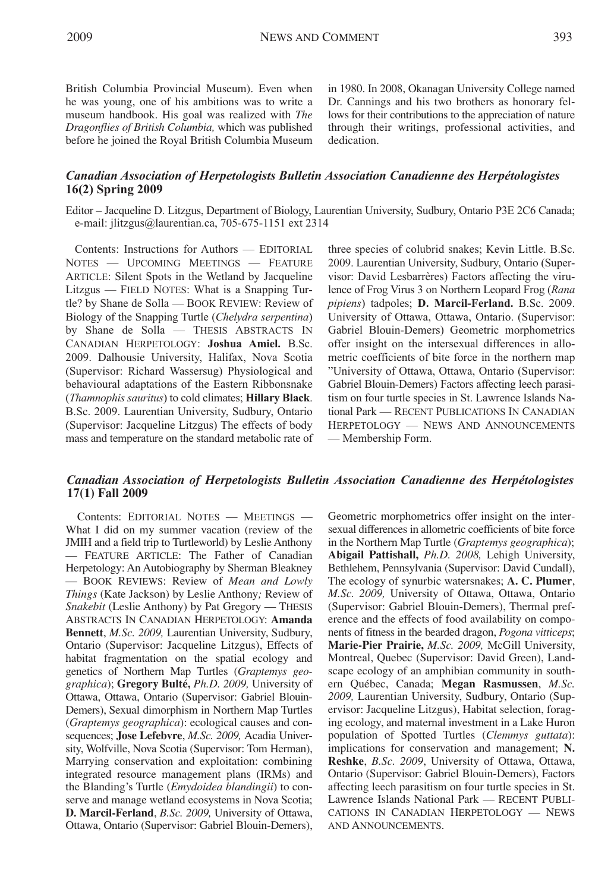British Columbia Provincial Museum). Even when he was young, one of his ambitions was to write a museum handbook. His goal was realized with *The Dragonflies of British Columbia,* which was published before he joined the Royal British Columbia Museum in 1980. In 2008, Okanagan University College named Dr. Cannings and his two brothers as honorary fellows for their contributions to the appreciation of nature through their writings, professional activities, and dedication.

### *Canadian Association of Herpetologists Bulletin Association Canadienne des Herpétologistes* 16(2) Spring 2009

Editor – Jacqueline D. Litzgus, Department of Biology, Laurentian University, Sudbury, Ontario P3E 2C6 Canada; e-mail: jlitzgus@laurentian.ca, 705-675-1151 ext 2314

Contents: Instructions for Authors — EDITORIAL NOTES — UPCOMING MEETINGS — FEATURE ARTICLE: Silent Spots in the Wetland by Jacqueline Litzgus — FIELD NOTES: What is a Snapping Turtle? by Shane de Solla — BOOK REVIEW: Review of Biology of the Snapping Turtle (*Chelydra serpentina*) by Shane de Solla — THESIS ABSTRACTS IN CANADIAN HERPETOLOGY: **Joshua Amiel.** B.Sc. 2009. Dalhousie University, Halifax, Nova Scotia (Supervisor: Richard Wassersug) Physiological and behavioural adaptations of the Eastern Ribbonsnake (*Thamnophis sauritus*) to cold climates; **Hillary Black**. B.Sc. 2009. Laurentian University, Sudbury, Ontario (Supervisor: Jacqueline Litzgus) The effects of body mass and temperature on the standard metabolic rate of three species of colubrid snakes; Kevin Little. B.Sc. 2009. Laurentian University, Sudbury, Ontario (Supervisor: David Lesbarrères) Factors affecting the virulence of Frog Virus 3 on Northern Leopard Frog (*Rana pipiens*) tadpoles; **D. Marcil-Ferland.** B.Sc. 2009. University of Ottawa, Ottawa, Ontario. (Supervisor: Gabriel Blouin-Demers) Geometric morphometrics offer insight on the intersexual differences in allometric coefficients of bite force in the northern map "University of Ottawa, Ottawa, Ontario (Supervisor: Gabriel Blouin-Demers) Factors affecting leech parasitism on four turtle species in St. Lawrence Islands National Park — RECENT PUBLICATIONS IN CANADIAN HERPETOLOGY — NEWS AND ANNOUNCEMENTS — Membership Form.

### *Canadian Association of Herpetologists Bulletin Association Canadienne des Herpétologistes* 17(1) Fall 2009

Contents: EDITORIAL NOTES — MEETINGS — What I did on my summer vacation (review of the JMIH and a field trip to Turtleworld) by Leslie Anthony — FEATURE ARTICLE: The Father of Canadian Herpetology: An Autobiography by Sherman Bleakney — BOOK REVIEWS: Review of *Mean and Lowly Things* (Kate Jackson) by Leslie Anthony*;* Review of *Snakebit* (Leslie Anthony) by Pat Gregory — THESIS ABSTRACTS IN CANADIAN HERPETOLOGY: **Amanda Bennett**, *M.Sc. 2009,* Laurentian University, Sudbury, Ontario (Supervisor: Jacqueline Litzgus), Effects of habitat fragmentation on the spatial ecology and genetics of Northern Map Turtles (*Graptemys geographica*); **Gregory Bulté,** *Ph.D. 2009,* University of Ottawa, Ottawa, Ontario (Supervisor: Gabriel Blouin-Demers), Sexual dimorphism in Northern Map Turtles (*Graptemys geographica*): ecological causes and consequences; **Jose Lefebvre**, *M.Sc. 2009,* Acadia University, Wolfville, Nova Scotia (Supervisor: Tom Herman), Marrying conservation and exploitation: combining integrated resource management plans (IRMs) and the Blanding's Turtle (*Emydoidea blandingii*) to conserve and manage wetland ecosystems in Nova Scotia; **D. Marcil-Ferland**, *B.Sc. 2009,* University of Ottawa, Ottawa, Ontario (Supervisor: Gabriel Blouin-Demers), Geometric morphometrics offer insight on the intersexual differences in allometric coefficients of bite force in the Northern Map Turtle (*Graptemys geographica*); **Abigail Pattishall,** *Ph.D. 2008,* Lehigh University, Bethlehem, Pennsylvania (Supervisor: David Cundall), The ecology of synurbic watersnakes; **A. C. Plumer**, *M.Sc. 2009,* University of Ottawa, Ottawa, Ontario (Supervisor: Gabriel Blouin-Demers), Thermal preference and the effects of food availability on components of fitness in the bearded dragon, *Pogona vitticeps*; **Marie-Pier Prairie,** *M.Sc. 2009,* McGill University, Montreal, Quebec (Supervisor: David Green), Landscape ecology of an amphibian community in southern Québec, Canada; **Megan Rasmussen**, *M.Sc. 2009,* Laurentian University, Sudbury, Ontario (Supervisor: Jacqueline Litzgus), Habitat selection, foraging ecology, and maternal investment in a Lake Huron population of Spotted Turtles (*Clemmys guttata*): implications for conservation and management; **N. Reshke**, *B.Sc. 2009*, University of Ottawa, Ottawa, Ontario (Supervisor: Gabriel Blouin-Demers), Factors affecting leech parasitism on four turtle species in St. Lawrence Islands National Park — RECENT PUBLICATIONS IN CANADIAN HERPETOLOGY — NEWS AND ANNOUNCEMENTS.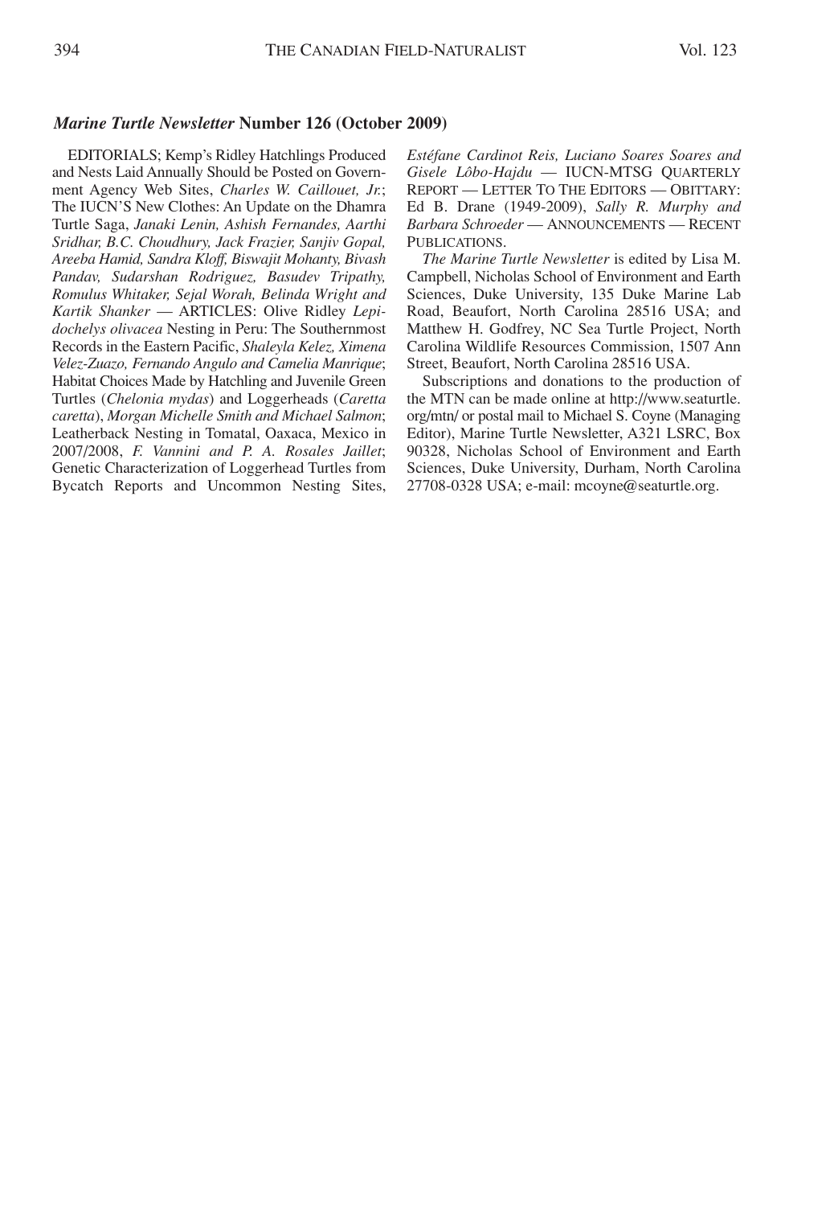### *Marine Turtle Newsletter* Number 126 (October 2009)

EDITORIALS; Kemp's Ridley Hatchlings Produced and Nests Laid Annually Should be Posted on Government Agency Web Sites, *Charles W. Caillouet, Jr.*; The IUCN'S New Clothes: An Update on the Dhamra Turtle Saga, *Janaki Lenin, Ashish Fernandes, Aarthi Sridhar, B.C. Choudhury, Jack Frazier, Sanjiv Gopal, Areeba Hamid, Sandra Kloff, Biswajit Mohanty, Bivash Pandav, Sudarshan Rodriguez, Basudev Tripathy, Romulus Whitaker, Sejal Worah, Belinda Wright and Kartik Shanker* — ARTICLES: Olive Ridley *Lepidochelys olivacea* Nesting in Peru: The Southernmost Records in the Eastern Pacific, *Shaleyla Kelez, Ximena Velez-Zuazo, Fernando Angulo and Camelia Manrique*; Habitat Choices Made by Hatchling and Juvenile Green Turtles (*Chelonia mydas*) and Loggerheads (*Caretta caretta*), *Morgan Michelle Smith and Michael Salmon*; Leatherback Nesting in Tomatal, Oaxaca, Mexico in 2007/2008, *F. Vannini and P. A. Rosales Jaillet*; Genetic Characterization of Loggerhead Turtles from Bycatch Reports and Uncommon Nesting Sites, *Estéfane Cardinot Reis, Luciano Soares Soares and Gisele Lôbo-Hajdu* — IUCN-MTSG QUARTERLY REPORT — LETTER TO THE EDITORS — OBITTARY: Ed B. Drane (1949-2009), *Sally R. Murphy and Barbara Schroeder* — ANNOUNCEMENTS — RECENT PUBLICATIONS.

*The Marine Turtle Newsletter* is edited by Lisa M. Campbell, Nicholas School of Environment and Earth Sciences, Duke University, 135 Duke Marine Lab Road, Beaufort, North Carolina 28516 USA; and Matthew H. Godfrey, NC Sea Turtle Project, North Carolina Wildlife Resources Commission, 1507 Ann Street, Beaufort, North Carolina 28516 USA.

Subscriptions and donations to the production of the MTN can be made online at http://www.seaturtle.org/mtn/ or postal mail to Michael S. Coyne (Managing Editor), Marine Turtle Newsletter, A321 LSRC, Box 90328, Nicholas School of Environment and Earth Sciences, Duke University, Durham, North Carolina 27708-0328 USA; e-mail: mcoyne@seaturtle.org.